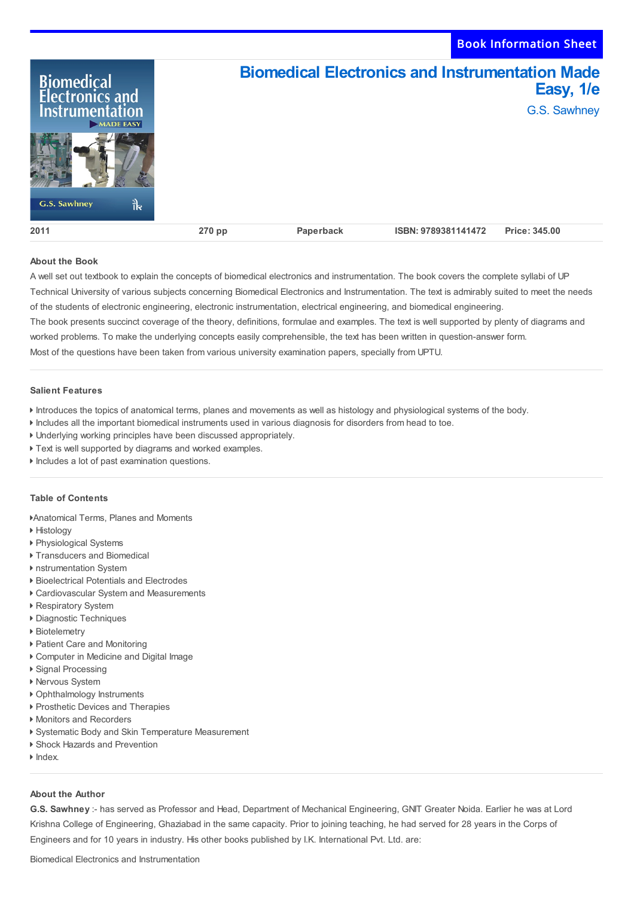Book Information Sheet

# Biomedical Electronics and Instrumentation Made Easy, 1/e

G.S. Sawhney

| 2011 | 270 pp | Paperback | ISBN: 9789381141472 | Price: 345.00 |
|---|---|---|---|---|

## About the Book

A well set out textbook to explain the concepts of biomedical electronics and instrumentation. The book covers the complete syllabi of UP Technical University of various subjects concerning Biomedical Electronics and Instrumentation. The text is admirably suited to meet the needs of the students of electronic engineering, electronic instrumentation, electrical engineering, and biomedical engineering.

The book presents succinct coverage of the theory, definitions, formulae and examples. The text is well supported by plenty of diagrams and worked problems. To make the underlying concepts easily comprehensible, the text has been written in question-answer form.

Most of the questions have been taken from various university examination papers, specially from UPTU.

## Salient Features

- Introduces the topics of anatomical terms, planes and movements as well as histology and physiological systems of the body.
- Includes all the important biomedical instruments used in various diagnosis for disorders from head to toe.
- Underlying working principles have been discussed appropriately.
- Text is well supported by diagrams and worked examples.
- Includes a lot of past examination questions.

## Table of Contents

- Anatomical Terms, Planes and Moments
- Histology
- Physiological Systems
- Transducers and Biomedical
- nstrumentation System
- Bioelectrical Potentials and Electrodes
- Cardiovascular System and Measurements
- Respiratory System
- Diagnostic Techniques
- Biotelemetry
- Patient Care and Monitoring
- Computer in Medicine and Digital Image
- Signal Processing
- Nervous System
- Ophthalmology Instruments
- Prosthetic Devices and Therapies
- Monitors and Recorders
- Systematic Body and Skin Temperature Measurement
- Shock Hazards and Prevention
- Index.

## About the Author

**G.S. Sawhney** :- has served as Professor and Head, Department of Mechanical Engineering, GNIT Greater Noida. Earlier he was at Lord Krishna College of Engineering, Ghaziabad in the same capacity. Prior to joining teaching, he had served for 28 years in the Corps of Engineers and for 10 years in industry. His other books published by I.K. International Pvt. Ltd. are:

Biomedical Electronics and Instrumentation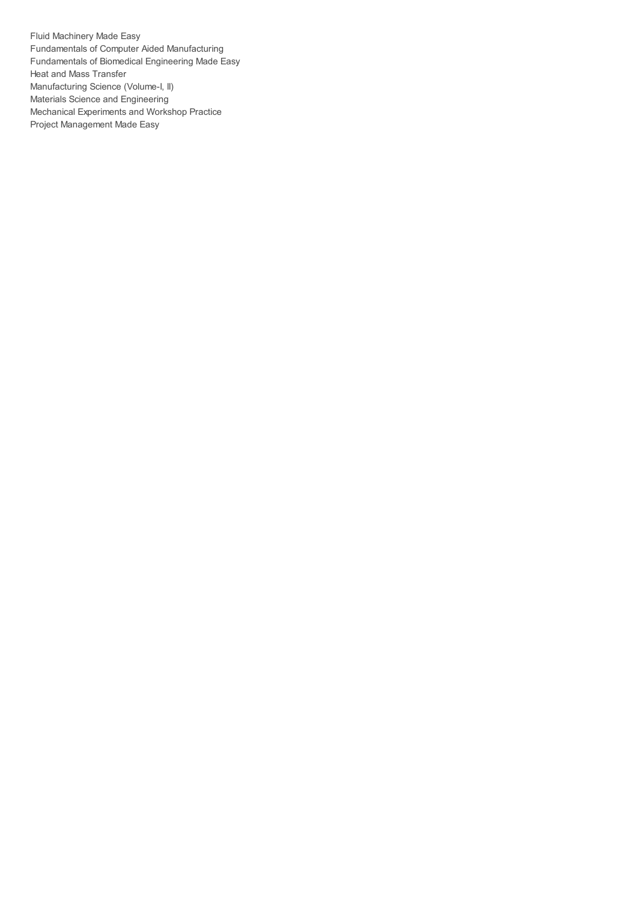Fluid Machinery Made Easy
Fundamentals of Computer Aided Manufacturing
Fundamentals of Biomedical Engineering Made Easy
Heat and Mass Transfer
Manufacturing Science (Volume-I, II)
Materials Science and Engineering
Mechanical Experiments and Workshop Practice
Project Management Made Easy